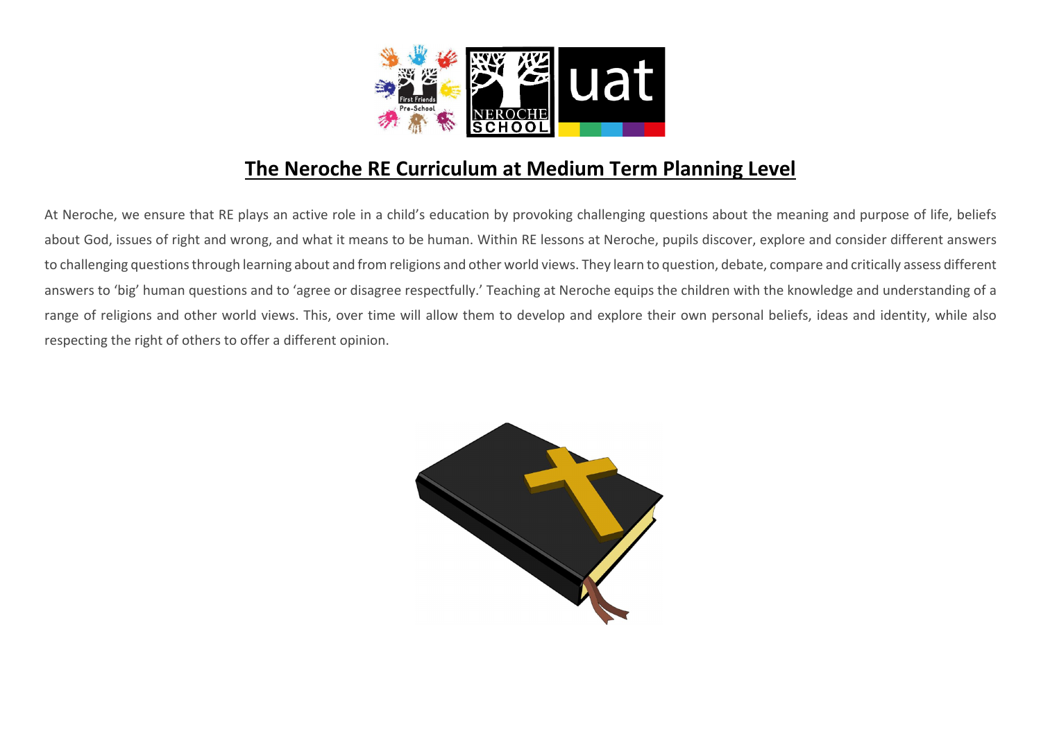# The Neroche RE Curriculum at Medium Term Planning Level

At Neroche, we ensure that RE plays an active role in a child's education by provoking challenging questions about the meaning and purpose of life, beliefs about God, issues of right and wrong, and what it means to be human. Within RE lessons at Neroche, pupils discover, explore and consider different answers to challenging questions through learning about and from religions and other world views. They learn to question, debate, compare and critically assess different answers to 'big' human questions and to 'agree or disagree respectfully.' Teaching at Neroche equips the children with the knowledge and understanding of a range of religions and other world views. This, over time will allow them to develop and explore their own personal beliefs, ideas and identity, while also respecting the right of others to offer a different opinion.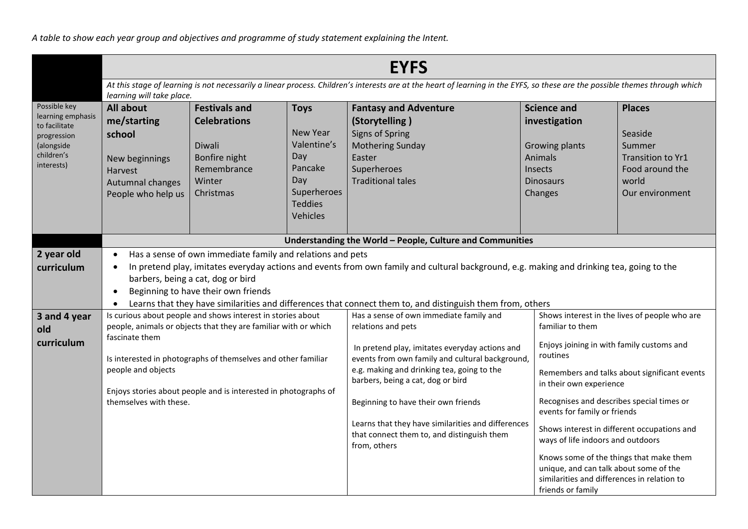*A table to show each year group and objectives and programme of study statement explaining the Intent.*

| | EYFS | | | | | |
|---|---|---|---|---|---|---|
| | *At this stage of learning is not necessarily a linear process. Children's interests are at the heart of learning in the EYFS, so these are the possible themes through which learning will take place.* | | | | | |
| Possible key learning emphasis to facilitate progression (alongside children's interests) | **All about me/starting school**<br><br>New beginnings<br>Harvest<br>Autumnal changes<br>People who help us | **Festivals and Celebrations**<br><br>Diwali<br>Bonfire night<br>Remembrance<br>Winter<br>Christmas | **Toys**<br><br>New Year<br>Valentine's Day<br>Pancake Day<br>Superheroes<br>Teddies<br>Vehicles | **Fantasy and Adventure (Storytelling )**<br>Signs of Spring<br>Mothering Sunday<br>Easter<br>Superheroes<br>Traditional tales | **Science and investigation**<br><br>Growing plants<br>Animals<br>Insects<br>Dinosaurs<br>Changes | **Places**<br><br>Seaside<br>Summer<br>Transition to Yr1<br>Food around the world<br>Our environment |
| | **Understanding the World – People, Culture and Communities** | | | | | |
| **2 year old curriculum** | • Has a sense of own immediate family and relations and pets<br>• In pretend play, imitates everyday actions and events from own family and cultural background, e.g. making and drinking tea, going to the barbers, being a cat, dog or bird<br>• Beginning to have their own friends<br>• Learns that they have similarities and differences that connect them to, and distinguish them from, others | | | | | |
| **3 and 4 year old curriculum** | Is curious about people and shows interest in stories about people, animals or objects that they are familiar with or which fascinate them<br><br>Is interested in photographs of themselves and other familiar people and objects<br><br>Enjoys stories about people and is interested in photographs of themselves with these. | | | Has a sense of own immediate family and relations and pets<br><br>In pretend play, imitates everyday actions and events from own family and cultural background, e.g. making and drinking tea, going to the barbers, being a cat, dog or bird<br><br>Beginning to have their own friends<br><br>Learns that they have similarities and differences that connect them to, and distinguish them from, others | Shows interest in the lives of people who are familiar to them<br><br>Enjoys joining in with family customs and routines<br><br>Remembers and talks about significant events in their own experience<br><br>Recognises and describes special times or events for family or friends<br><br>Shows interest in different occupations and ways of life indoors and outdoors<br><br>Knows some of the things that make them unique, and can talk about some of the similarities and differences in relation to friends or family | |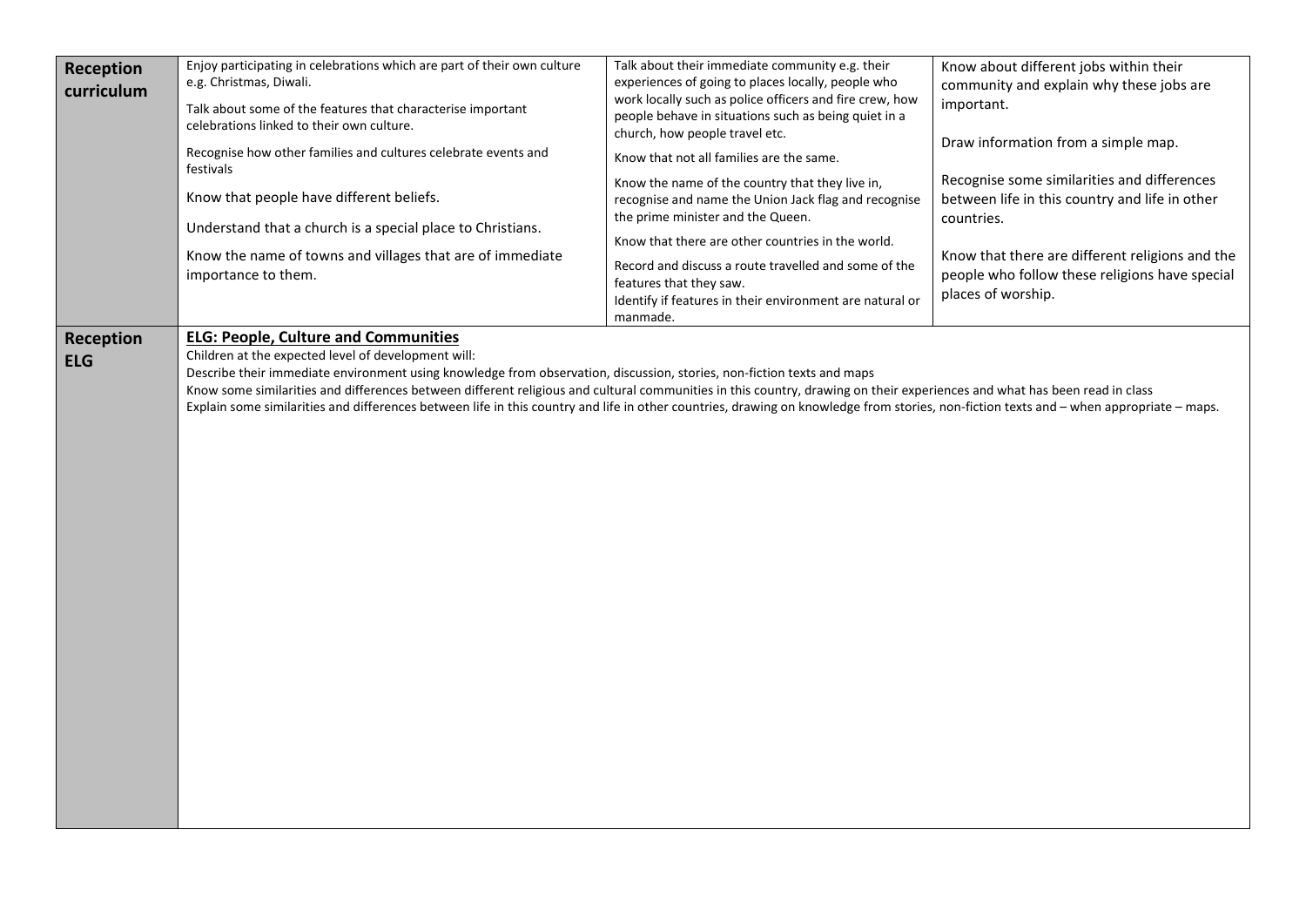| | | | |
|---|---|---|---|
| **Reception curriculum** | Enjoy participating in celebrations which are part of their own culture e.g. Christmas, Diwali.<br><br>Talk about some of the features that characterise important celebrations linked to their own culture.<br><br>Recognise how other families and cultures celebrate events and festivals<br><br>Know that people have different beliefs.<br><br>Understand that a church is a special place to Christians.<br><br>Know the name of towns and villages that are of immediate importance to them. | Talk about their immediate community e.g. their experiences of going to places locally, people who work locally such as police officers and fire crew, how people behave in situations such as being quiet in a church, how people travel etc.<br><br>Know that not all families are the same.<br><br>Know the name of the country that they live in, recognise and name the Union Jack flag and recognise the prime minister and the Queen.<br><br>Know that there are other countries in the world.<br><br>Record and discuss a route travelled and some of the features that they saw.<br>Identify if features in their environment are natural or manmade. | Know about different jobs within their community and explain why these jobs are important.<br><br>Draw information from a simple map.<br><br>Recognise some similarities and differences between life in this country and life in other countries.<br><br>Know that there are different religions and the people who follow these religions have special places of worship. |
| **Reception ELG** | **<u>ELG: People, Culture and Communities</u>**<br>Children at the expected level of development will:<br>Describe their immediate environment using knowledge from observation, discussion, stories, non-fiction texts and maps<br>Know some similarities and differences between different religious and cultural communities in this country, drawing on their experiences and what has been read in class<br>Explain some similarities and differences between life in this country and life in other countries, drawing on knowledge from stories, non-fiction texts and – when appropriate – maps. | | |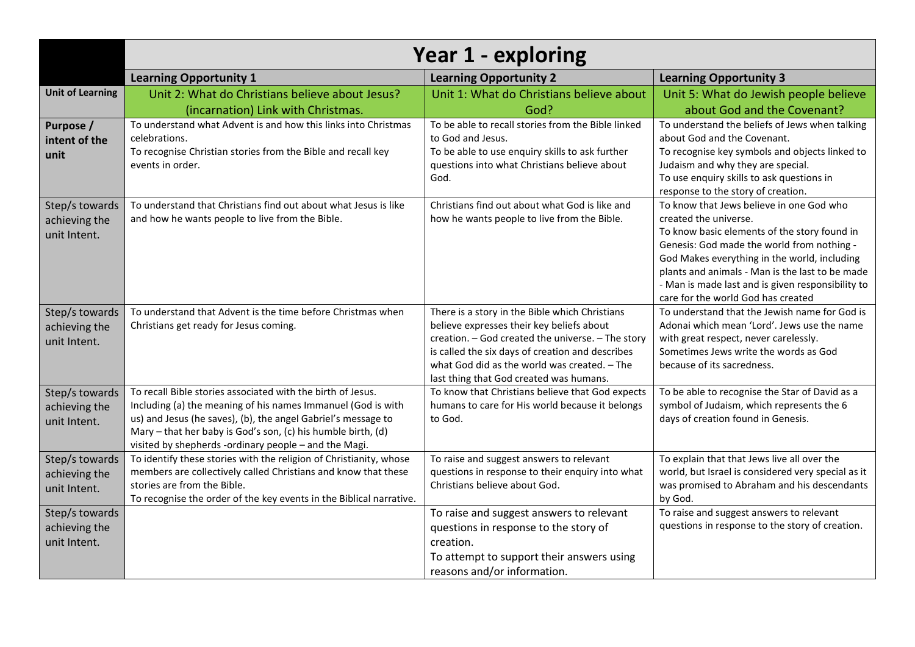| | Year 1 - exploring | | |
|---|---|---|---|
| | **Learning Opportunity 1** | **Learning Opportunity 2** | **Learning Opportunity 3** |
| **Unit of Learning** | Unit 2: What do Christians believe about Jesus? (incarnation) Link with Christmas. | Unit 1: What do Christians believe about God? | Unit 5: What do Jewish people believe about God and the Covenant? |
| **Purpose / intent of the unit** | To understand what Advent is and how this links into Christmas celebrations.<br>To recognise Christian stories from the Bible and recall key events in order. | To be able to recall stories from the Bible linked to God and Jesus.<br>To be able to use enquiry skills to ask further questions into what Christians believe about God. | To understand the beliefs of Jews when talking about God and the Covenant.<br>To recognise key symbols and objects linked to Judaism and why they are special.<br>To use enquiry skills to ask questions in response to the story of creation. |
| Step/s towards achieving the unit Intent. | To understand that Christians find out about what Jesus is like and how he wants people to live from the Bible. | Christians find out about what God is like and how he wants people to live from the Bible. | To know that Jews believe in one God who created the universe.<br>To know basic elements of the story found in Genesis: God made the world from nothing - God Makes everything in the world, including plants and animals - Man is the last to be made - Man is made last and is given responsibility to care for the world God has created |
| Step/s towards achieving the unit Intent. | To understand that Advent is the time before Christmas when Christians get ready for Jesus coming. | There is a story in the Bible which Christians believe expresses their key beliefs about creation. – God created the universe. – The story is called the six days of creation and describes what God did as the world was created. – The last thing that God created was humans. | To understand that the Jewish name for God is Adonai which mean 'Lord'. Jews use the name with great respect, never carelessly. Sometimes Jews write the words as God because of its sacredness. |
| Step/s towards achieving the unit Intent. | To recall Bible stories associated with the birth of Jesus. Including (a) the meaning of his names Immanuel (God is with us) and Jesus (he saves), (b), the angel Gabriel's message to Mary – that her baby is God's son, (c) his humble birth, (d) visited by shepherds -ordinary people – and the Magi. | To know that Christians believe that God expects humans to care for His world because it belongs to God. | To be able to recognise the Star of David as a symbol of Judaism, which represents the 6 days of creation found in Genesis. |
| Step/s towards achieving the unit Intent. | To identify these stories with the religion of Christianity, whose members are collectively called Christians and know that these stories are from the Bible.<br>To recognise the order of the key events in the Biblical narrative. | To raise and suggest answers to relevant questions in response to their enquiry into what Christians believe about God. | To explain that that Jews live all over the world, but Israel is considered very special as it was promised to Abraham and his descendants by God. |
| Step/s towards achieving the unit Intent. | | To raise and suggest answers to relevant questions in response to the story of creation.<br>To attempt to support their answers using reasons and/or information. | To raise and suggest answers to relevant questions in response to the story of creation. |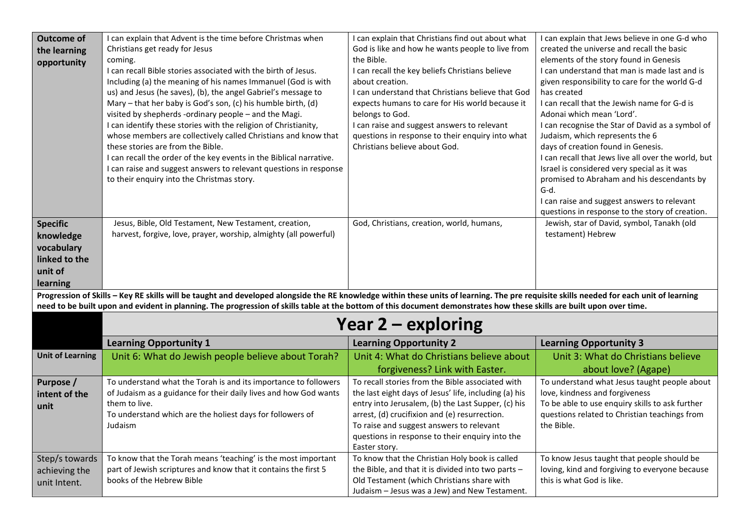| | | | |
|---|---|---|---|
| **Outcome of the learning opportunity** | I can explain that Advent is the time before Christmas when Christians get ready for Jesus coming.<br>I can recall Bible stories associated with the birth of Jesus. Including (a) the meaning of his names Immanuel (God is with us) and Jesus (he saves), (b), the angel Gabriel's message to Mary – that her baby is God's son, (c) his humble birth, (d) visited by shepherds -ordinary people – and the Magi.<br>I can identify these stories with the religion of Christianity, whose members are collectively called Christians and know that these stories are from the Bible.<br>I can recall the order of the key events in the Biblical narrative.<br>I can raise and suggest answers to relevant questions in response to their enquiry into the Christmas story. | I can explain that Christians find out about what God is like and how he wants people to live from the Bible.<br>I can recall the key beliefs Christians believe about creation.<br>I can understand that Christians believe that God expects humans to care for His world because it belongs to God.<br>I can raise and suggest answers to relevant questions in response to their enquiry into what Christians believe about God. | I can explain that Jews believe in one G-d who created the universe and recall the basic elements of the story found in Genesis<br>I can understand that man is made last and is given responsibility to care for the world G-d has created<br>I can recall that the Jewish name for G-d is Adonai which mean 'Lord'.<br>I can recognise the Star of David as a symbol of Judaism, which represents the 6 days of creation found in Genesis.<br>I can recall that Jews live all over the world, but Israel is considered very special as it was promised to Abraham and his descendants by G-d.<br>I can raise and suggest answers to relevant questions in response to the story of creation. |
| **Specific knowledge vocabulary linked to the unit of learning** | Jesus, Bible, Old Testament, New Testament, creation, harvest, forgive, love, prayer, worship, almighty (all powerful) | God, Christians, creation, world, humans, | Jewish, star of David, symbol, Tanakh (old testament) Hebrew |

**Progression of Skills – Key RE skills will be taught and developed alongside the RE knowledge within these units of learning. The pre requisite skills needed for each unit of learning need to be built upon and evident in planning. The progression of skills table at the bottom of this document demonstrates how these skills are built upon over time.**

## Year 2 – exploring

| | **Learning Opportunity 1** | **Learning Opportunity 2** | **Learning Opportunity 3** |
|---|---|---|---|
| **Unit of Learning** | Unit 6: What do Jewish people believe about Torah? | Unit 4: What do Christians believe about forgiveness? Link with Easter. | Unit 3: What do Christians believe about love? (Agape) |
| **Purpose / intent of the unit** | To understand what the Torah is and its importance to followers of Judaism as a guidance for their daily lives and how God wants them to live.<br>To understand which are the holiest days for followers of Judaism | To recall stories from the Bible associated with the last eight days of Jesus' life, including (a) his entry into Jerusalem, (b) the Last Supper, (c) his arrest, (d) crucifixion and (e) resurrection.<br>To raise and suggest answers to relevant questions in response to their enquiry into the Easter story. | To understand what Jesus taught people about love, kindness and forgiveness<br>To be able to use enquiry skills to ask further questions related to Christian teachings from the Bible. |
| Step/s towards achieving the unit Intent. | To know that the Torah means 'teaching' is the most important part of Jewish scriptures and know that it contains the first 5 books of the Hebrew Bible | To know that the Christian Holy book is called the Bible, and that it is divided into two parts – Old Testament (which Christians share with Judaism – Jesus was a Jew) and New Testament. | To know Jesus taught that people should be loving, kind and forgiving to everyone because this is what God is like. |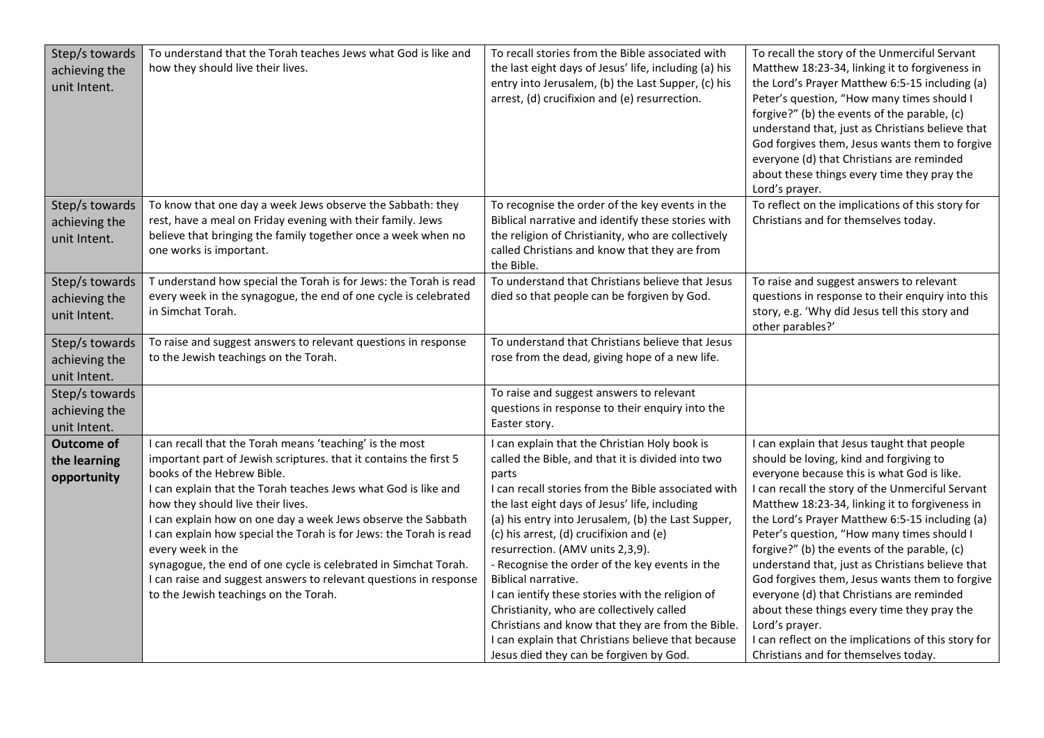| | | | |
|---|---|---|---|
| Step/s towards achieving the unit Intent. | To understand that the Torah teaches Jews what God is like and how they should live their lives. | To recall stories from the Bible associated with the last eight days of Jesus' life, including (a) his entry into Jerusalem, (b) the Last Supper, (c) his arrest, (d) crucifixion and (e) resurrection. | To recall the story of the Unmerciful Servant Matthew 18:23-34, linking it to forgiveness in the Lord's Prayer Matthew 6:5-15 including (a) Peter's question, "How many times should I forgive?" (b) the events of the parable, (c) understand that, just as Christians believe that God forgives them, Jesus wants them to forgive everyone (d) that Christians are reminded about these things every time they pray the Lord's prayer. |
| Step/s towards achieving the unit Intent. | To know that one day a week Jews observe the Sabbath: they rest, have a meal on Friday evening with their family. Jews believe that bringing the family together once a week when no one works is important. | To recognise the order of the key events in the Biblical narrative and identify these stories with the religion of Christianity, who are collectively called Christians and know that they are from the Bible. | To reflect on the implications of this story for Christians and for themselves today. |
| Step/s towards achieving the unit Intent. | T understand how special the Torah is for Jews: the Torah is read every week in the synagogue, the end of one cycle is celebrated in Simchat Torah. | To understand that Christians believe that Jesus died so that people can be forgiven by God. | To raise and suggest answers to relevant questions in response to their enquiry into this story, e.g. 'Why did Jesus tell this story and other parables?' |
| Step/s towards achieving the unit Intent. | To raise and suggest answers to relevant questions in response to the Jewish teachings on the Torah. | To understand that Christians believe that Jesus rose from the dead, giving hope of a new life. | |
| Step/s towards achieving the unit Intent. | | To raise and suggest answers to relevant questions in response to their enquiry into the Easter story. | |
| **Outcome of the learning opportunity** | I can recall that the Torah means 'teaching' is the most important part of Jewish scriptures. that it contains the first 5 books of the Hebrew Bible.<br>I can explain that the Torah teaches Jews what God is like and how they should live their lives.<br>I can explain how on one day a week Jews observe the Sabbath<br>I can explain how special the Torah is for Jews: the Torah is read every week in the synagogue, the end of one cycle is celebrated in Simchat Torah.<br>I can raise and suggest answers to relevant questions in response to the Jewish teachings on the Torah. | I can explain that the Christian Holy book is called the Bible, and that it is divided into two parts<br>I can recall stories from the Bible associated with the last eight days of Jesus' life, including (a) his entry into Jerusalem, (b) the Last Supper, (c) his arrest, (d) crucifixion and (e) resurrection. (AMV units 2,3,9).<br>- Recognise the order of the key events in the Biblical narrative.<br>I can ientify these stories with the religion of Christianity, who are collectively called Christians and know that they are from the Bible.<br>I can explain that Christians believe that because Jesus died they can be forgiven by God. | I can explain that Jesus taught that people should be loving, kind and forgiving to everyone because this is what God is like.<br>I can recall the story of the Unmerciful Servant Matthew 18:23-34, linking it to forgiveness in the Lord's Prayer Matthew 6:5-15 including (a) Peter's question, "How many times should I forgive?" (b) the events of the parable, (c) understand that, just as Christians believe that God forgives them, Jesus wants them to forgive everyone (d) that Christians are reminded about these things every time they pray the Lord's prayer.<br>I can reflect on the implications of this story for Christians and for themselves today. |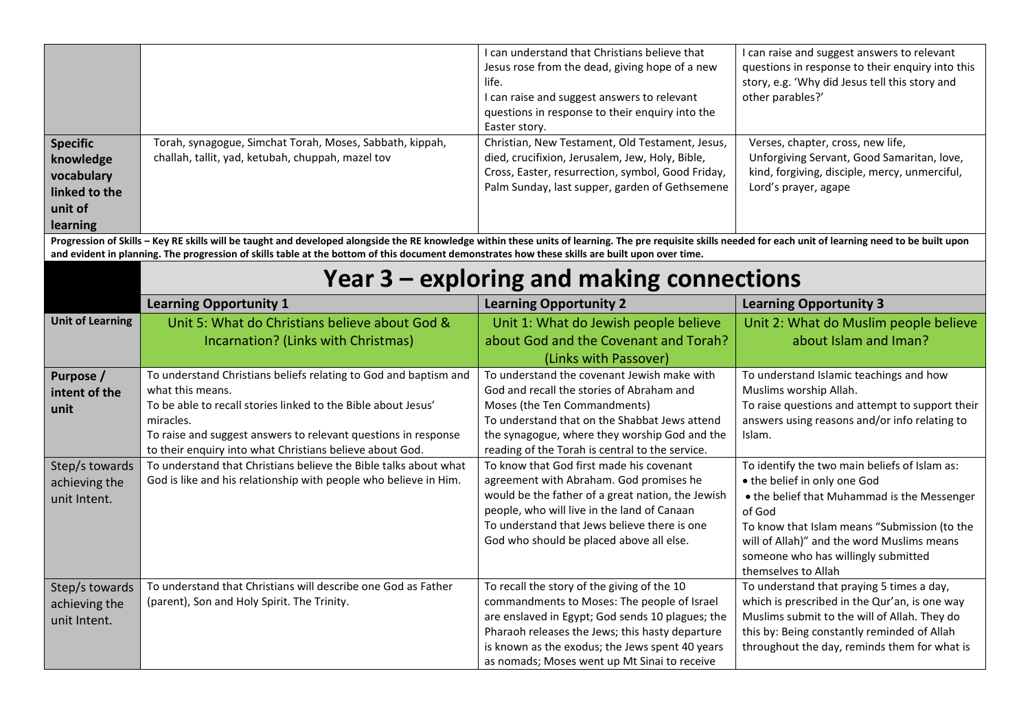| | | | |
|---|---|---|---|
| | | I can understand that Christians believe that Jesus rose from the dead, giving hope of a new life.<br>I can raise and suggest answers to relevant questions in response to their enquiry into the Easter story. | I can raise and suggest answers to relevant questions in response to their enquiry into this story, e.g. 'Why did Jesus tell this story and other parables?' |
| **Specific knowledge vocabulary linked to the unit of learning** | Torah, synagogue, Simchat Torah, Moses, Sabbath, kippah, challah, tallit, yad, ketubah, chuppah, mazel tov | Christian, New Testament, Old Testament, Jesus, died, crucifixion, Jerusalem, Jew, Holy, Bible, Cross, Easter, resurrection, symbol, Good Friday, Palm Sunday, last supper, garden of Gethsemene | Verses, chapter, cross, new life, Unforgiving Servant, Good Samaritan, love, kind, forgiving, disciple, mercy, unmerciful, Lord's prayer, agape |

**Progression of Skills – Key RE skills will be taught and developed alongside the RE knowledge within these units of learning. The pre requisite skills needed for each unit of learning need to be built upon and evident in planning. The progression of skills table at the bottom of this document demonstrates how these skills are built upon over time.**

# Year 3 – exploring and making connections

| | Learning Opportunity 1 | Learning Opportunity 2 | Learning Opportunity 3 |
|---|---|---|---|
| **Unit of Learning** | Unit 5: What do Christians believe about God & Incarnation? (Links with Christmas) | Unit 1: What do Jewish people believe about God and the Covenant and Torah? (Links with Passover) | Unit 2: What do Muslim people believe about Islam and Iman? |
| **Purpose / intent of the unit** | To understand Christians beliefs relating to God and baptism and what this means.<br>To be able to recall stories linked to the Bible about Jesus' miracles.<br>To raise and suggest answers to relevant questions in response to their enquiry into what Christians believe about God. | To understand the covenant Jewish make with God and recall the stories of Abraham and Moses (the Ten Commandments)<br>To understand that on the Shabbat Jews attend the synagogue, where they worship God and the reading of the Torah is central to the service. | To understand Islamic teachings and how Muslims worship Allah.<br>To raise questions and attempt to support their answers using reasons and/or info relating to Islam. |
| Step/s towards achieving the unit Intent. | To understand that Christians believe the Bible talks about what God is like and his relationship with people who believe in Him. | To know that God first made his covenant agreement with Abraham. God promises he would be the father of a great nation, the Jewish people, who will live in the land of Canaan<br>To understand that Jews believe there is one God who should be placed above all else. | To identify the two main beliefs of Islam as:<br>• the belief in only one God<br>• the belief that Muhammad is the Messenger of God<br>To know that Islam means "Submission (to the will of Allah)" and the word Muslims means someone who has willingly submitted themselves to Allah |
| Step/s towards achieving the unit Intent. | To understand that Christians will describe one God as Father (parent), Son and Holy Spirit. The Trinity. | To recall the story of the giving of the 10 commandments to Moses: The people of Israel are enslaved in Egypt; God sends 10 plagues; the Pharaoh releases the Jews; this hasty departure is known as the exodus; the Jews spent 40 years as nomads; Moses went up Mt Sinai to receive | To understand that praying 5 times a day, which is prescribed in the Qur'an, is one way Muslims submit to the will of Allah. They do this by: Being constantly reminded of Allah throughout the day, reminds them for what is |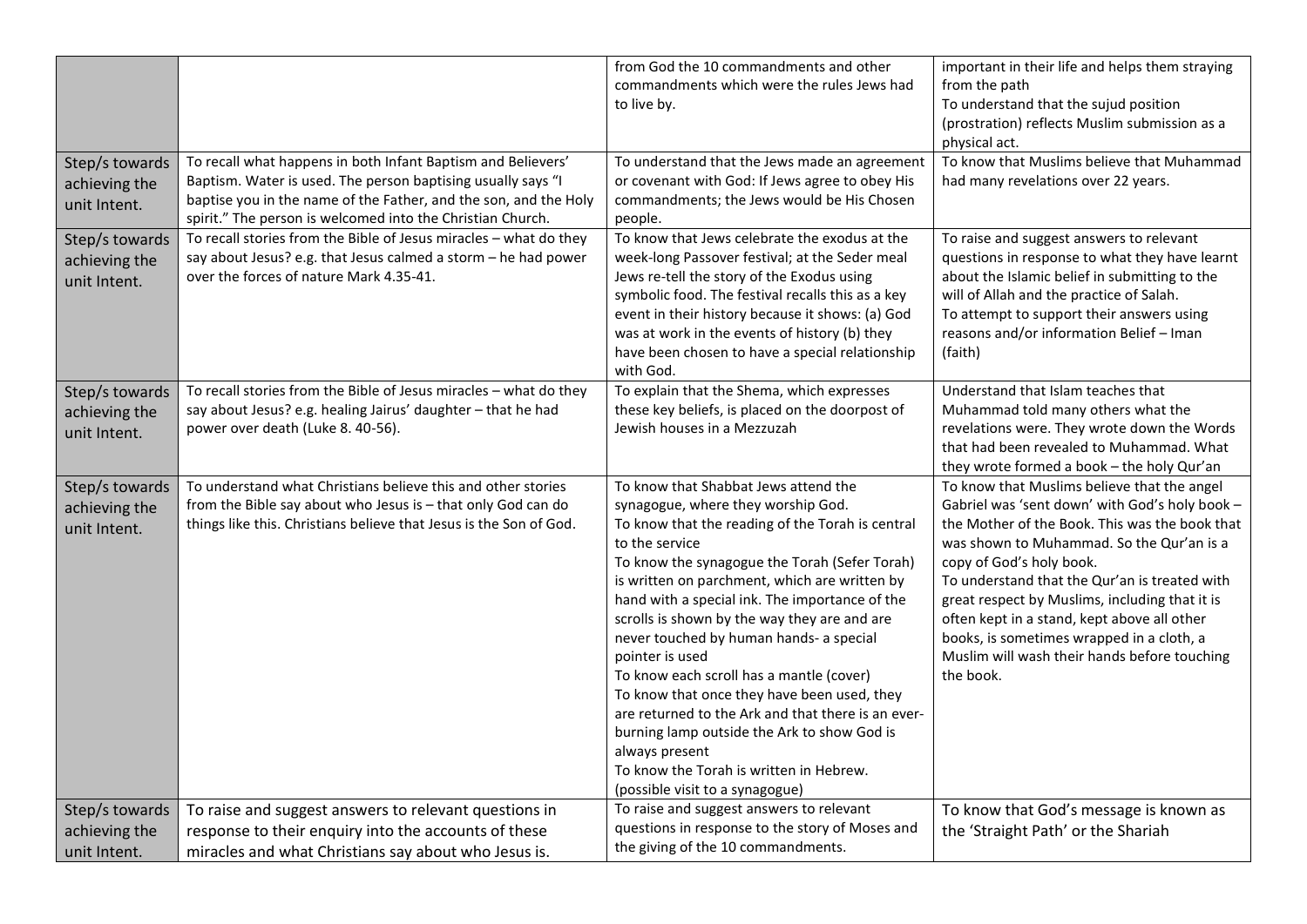|  |  |  |  |
|---|---|---|---|
|  |  | from God the 10 commandments and other commandments which were the rules Jews had to live by. | important in their life and helps them straying from the path<br>To understand that the sujud position (prostration) reflects Muslim submission as a physical act. |
| Step/s towards achieving the unit Intent. | To recall what happens in both Infant Baptism and Believers' Baptism. Water is used. The person baptising usually says "I baptise you in the name of the Father, and the son, and the Holy spirit." The person is welcomed into the Christian Church. | To understand that the Jews made an agreement or covenant with God: If Jews agree to obey His commandments; the Jews would be His Chosen people. | To know that Muslims believe that Muhammad had many revelations over 22 years. |
| Step/s towards achieving the unit Intent. | To recall stories from the Bible of Jesus miracles – what do they say about Jesus? e.g. that Jesus calmed a storm – he had power over the forces of nature Mark 4.35-41. | To know that Jews celebrate the exodus at the week-long Passover festival; at the Seder meal Jews re-tell the story of the Exodus using symbolic food. The festival recalls this as a key event in their history because it shows: (a) God was at work in the events of history (b) they have been chosen to have a special relationship with God. | To raise and suggest answers to relevant questions in response to what they have learnt about the Islamic belief in submitting to the will of Allah and the practice of Salah.<br>To attempt to support their answers using reasons and/or information Belief – Iman (faith) |
| Step/s towards achieving the unit Intent. | To recall stories from the Bible of Jesus miracles – what do they say about Jesus? e.g. healing Jairus' daughter – that he had power over death (Luke 8. 40-56). | To explain that the Shema, which expresses these key beliefs, is placed on the doorpost of Jewish houses in a Mezzuzah | Understand that Islam teaches that Muhammad told many others what the revelations were. They wrote down the Words that had been revealed to Muhammad. What they wrote formed a book – the holy Qur'an |
| Step/s towards achieving the unit Intent. | To understand what Christians believe this and other stories from the Bible say about who Jesus is – that only God can do things like this. Christians believe that Jesus is the Son of God. | To know that Shabbat Jews attend the synagogue, where they worship God.<br>To know that the reading of the Torah is central to the service<br>To know the synagogue the Torah (Sefer Torah) is written on parchment, which are written by hand with a special ink. The importance of the scrolls is shown by the way they are and are never touched by human hands- a special pointer is used<br>To know each scroll has a mantle (cover)<br>To know that once they have been used, they are returned to the Ark and that there is an ever-burning lamp outside the Ark to show God is always present<br>To know the Torah is written in Hebrew.<br>(possible visit to a synagogue) | To know that Muslims believe that the angel Gabriel was 'sent down' with God's holy book – the Mother of the Book. This was the book that was shown to Muhammad. So the Qur'an is a copy of God's holy book.<br>To understand that the Qur'an is treated with great respect by Muslims, including that it is often kept in a stand, kept above all other books, is sometimes wrapped in a cloth, a Muslim will wash their hands before touching the book. |
| Step/s towards achieving the unit Intent. | To raise and suggest answers to relevant questions in response to their enquiry into the accounts of these miracles and what Christians say about who Jesus is. | To raise and suggest answers to relevant questions in response to the story of Moses and the giving of the 10 commandments. | To know that God's message is known as the 'Straight Path' or the Shariah |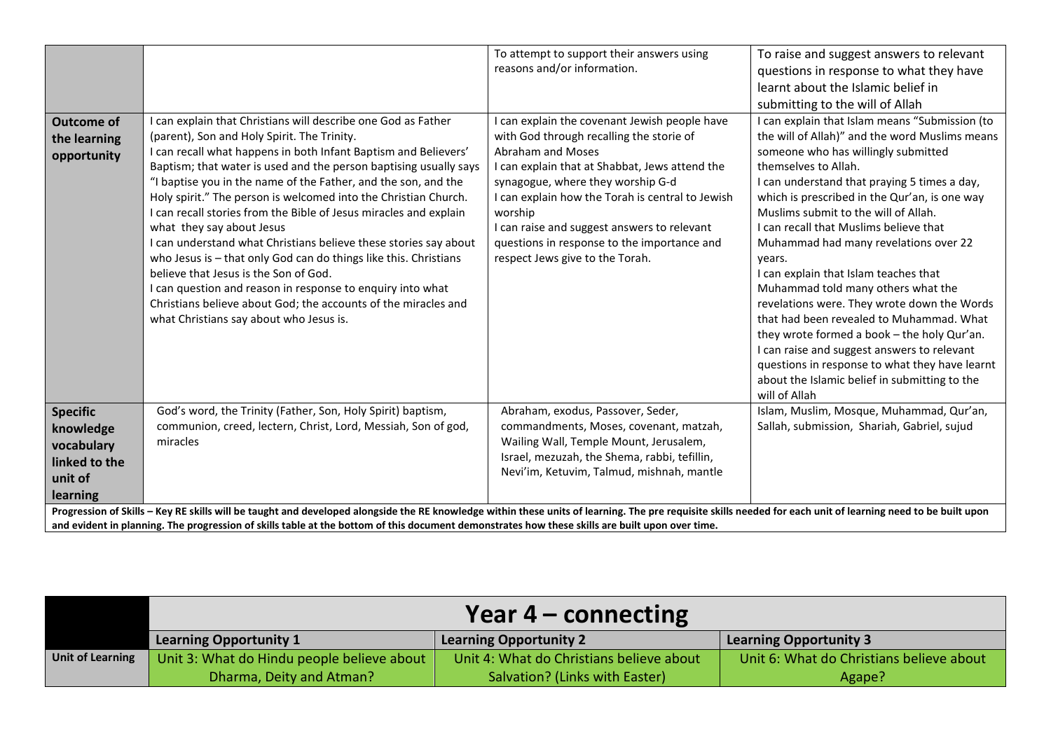| | | | |
|---|---|---|---|
| | | To attempt to support their answers using reasons and/or information. | To raise and suggest answers to relevant questions in response to what they have learnt about the Islamic belief in submitting to the will of Allah |
| **Outcome of the learning opportunity** | I can explain that Christians will describe one God as Father (parent), Son and Holy Spirit. The Trinity.<br>I can recall what happens in both Infant Baptism and Believers' Baptism; that water is used and the person baptising usually says "I baptise you in the name of the Father, and the son, and the Holy spirit." The person is welcomed into the Christian Church.<br>I can recall stories from the Bible of Jesus miracles and explain what they say about Jesus<br>I can understand what Christians believe these stories say about who Jesus is – that only God can do things like this. Christians believe that Jesus is the Son of God.<br>I can question and reason in response to enquiry into what Christians believe about God; the accounts of the miracles and what Christians say about who Jesus is. | I can explain the covenant Jewish people have with God through recalling the storie of Abraham and Moses<br>I can explain that at Shabbat, Jews attend the synagogue, where they worship G-d<br>I can explain how the Torah is central to Jewish worship<br>I can raise and suggest answers to relevant questions in response to the importance and respect Jews give to the Torah. | I can explain that Islam means "Submission (to the will of Allah)" and the word Muslims means someone who has willingly submitted themselves to Allah.<br>I can understand that praying 5 times a day, which is prescribed in the Qur'an, is one way Muslims submit to the will of Allah.<br>I can recall that Muslims believe that Muhammad had many revelations over 22 years.<br>I can explain that Islam teaches that Muhammad told many others what the revelations were. They wrote down the Words that had been revealed to Muhammad. What they wrote formed a book – the holy Qur'an.<br>I can raise and suggest answers to relevant questions in response to what they have learnt about the Islamic belief in submitting to the will of Allah |
| **Specific knowledge vocabulary linked to the unit of learning** | God's word, the Trinity (Father, Son, Holy Spirit) baptism, communion, creed, lectern, Christ, Lord, Messiah, Son of god, miracles | Abraham, exodus, Passover, Seder, commandments, Moses, covenant, matzah, Wailing Wall, Temple Mount, Jerusalem, Israel, mezuzah, the Shema, rabbi, tefillin, Nevi'im, Ketuvim, Talmud, mishnah, mantle | Islam, Muslim, Mosque, Muhammad, Qur'an, Sallah, submission, Shariah, Gabriel, sujud |

**Progression of Skills – Key RE skills will be taught and developed alongside the RE knowledge within these units of learning. The pre requisite skills needed for each unit of learning need to be built upon and evident in planning. The progression of skills table at the bottom of this document demonstrates how these skills are built upon over time.**

| | Year 4 – connecting | | |
|---|---|---|---|
| | **Learning Opportunity 1** | **Learning Opportunity 2** | **Learning Opportunity 3** |
| **Unit of Learning** | Unit 3: What do Hindu people believe about Dharma, Deity and Atman? | Unit 4: What do Christians believe about Salvation? (Links with Easter) | Unit 6: What do Christians believe about Agape? |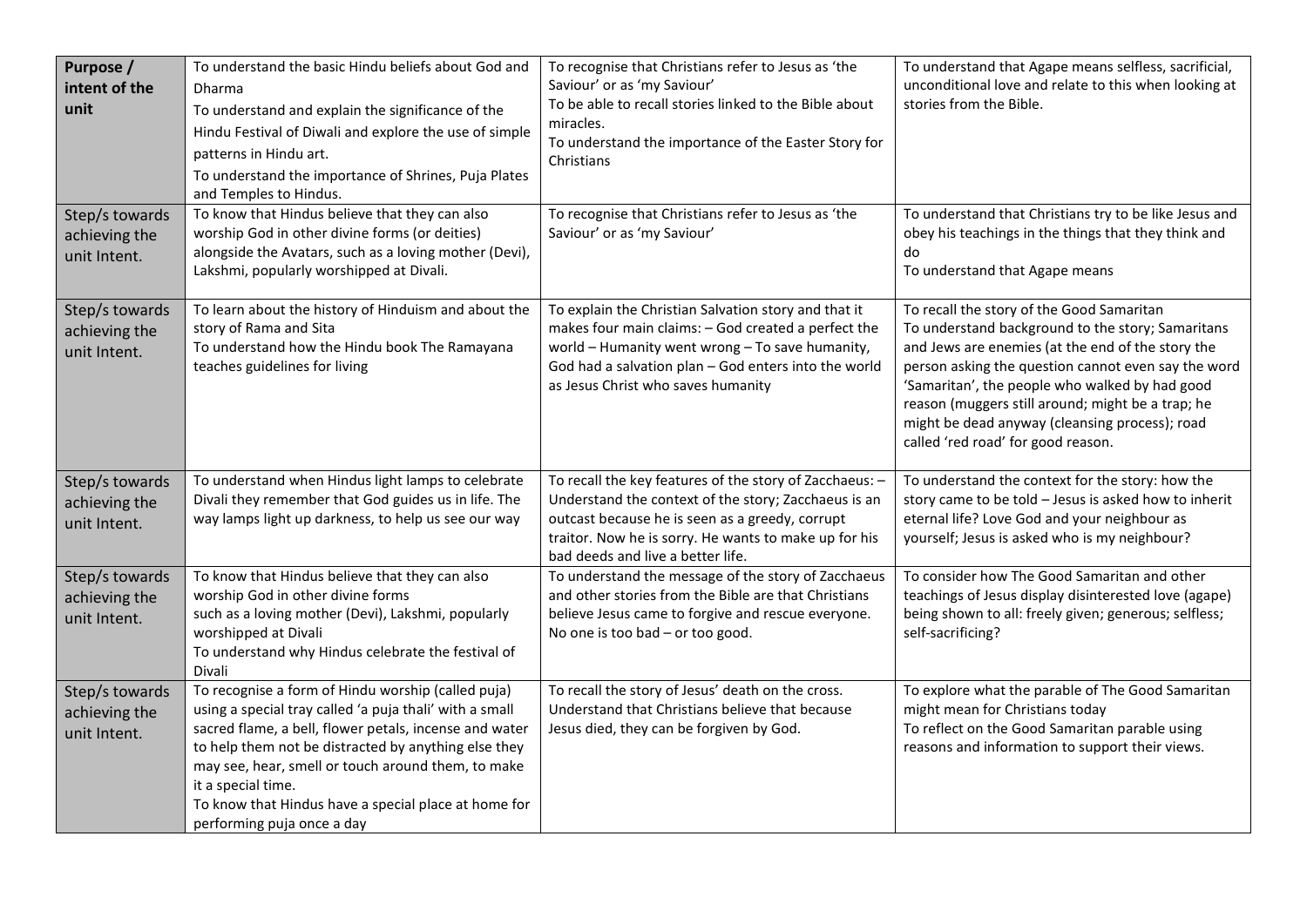| Purpose / intent of the unit | To understand the basic Hindu beliefs about God and Dharma<br>To understand and explain the significance of the Hindu Festival of Diwali and explore the use of simple patterns in Hindu art.<br>To understand the importance of Shrines, Puja Plates and Temples to Hindus. | To recognise that Christians refer to Jesus as 'the Saviour' or as 'my Saviour'<br>To be able to recall stories linked to the Bible about miracles.<br>To understand the importance of the Easter Story for Christians | To understand that Agape means selfless, sacrificial, unconditional love and relate to this when looking at stories from the Bible. |
|---|---|---|---|
| Step/s towards achieving the unit Intent. | To know that Hindus believe that they can also worship God in other divine forms (or deities) alongside the Avatars, such as a loving mother (Devi), Lakshmi, popularly worshipped at Divali. | To recognise that Christians refer to Jesus as 'the Saviour' or as 'my Saviour' | To understand that Christians try to be like Jesus and obey his teachings in the things that they think and do<br>To understand that Agape means |
| Step/s towards achieving the unit Intent. | To learn about the history of Hinduism and about the story of Rama and Sita<br>To understand how the Hindu book The Ramayana teaches guidelines for living | To explain the Christian Salvation story and that it makes four main claims: – God created a perfect the world – Humanity went wrong – To save humanity, God had a salvation plan – God enters into the world as Jesus Christ who saves humanity | To recall the story of the Good Samaritan<br>To understand background to the story; Samaritans and Jews are enemies (at the end of the story the person asking the question cannot even say the word 'Samaritan', the people who walked by had good reason (muggers still around; might be a trap; he might be dead anyway (cleansing process); road called 'red road' for good reason. |
| Step/s towards achieving the unit Intent. | To understand when Hindus light lamps to celebrate Divali they remember that God guides us in life. The way lamps light up darkness, to help us see our way | To recall the key features of the story of Zacchaeus: – Understand the context of the story; Zacchaeus is an outcast because he is seen as a greedy, corrupt traitor. Now he is sorry. He wants to make up for his bad deeds and live a better life. | To understand the context for the story: how the story came to be told – Jesus is asked how to inherit eternal life? Love God and your neighbour as yourself; Jesus is asked who is my neighbour? |
| Step/s towards achieving the unit Intent. | To know that Hindus believe that they can also worship God in other divine forms such as a loving mother (Devi), Lakshmi, popularly worshipped at Divali<br>To understand why Hindus celebrate the festival of Divali | To understand the message of the story of Zacchaeus and other stories from the Bible are that Christians believe Jesus came to forgive and rescue everyone. No one is too bad – or too good. | To consider how The Good Samaritan and other teachings of Jesus display disinterested love (agape) being shown to all: freely given; generous; selfless; self-sacrificing? |
| Step/s towards achieving the unit Intent. | To recognise a form of Hindu worship (called puja) using a special tray called 'a puja thali' with a small sacred flame, a bell, flower petals, incense and water to help them not be distracted by anything else they may see, hear, smell or touch around them, to make it a special time.<br>To know that Hindus have a special place at home for performing puja once a day | To recall the story of Jesus' death on the cross. Understand that Christians believe that because Jesus died, they can be forgiven by God. | To explore what the parable of The Good Samaritan might mean for Christians today<br>To reflect on the Good Samaritan parable using reasons and information to support their views. |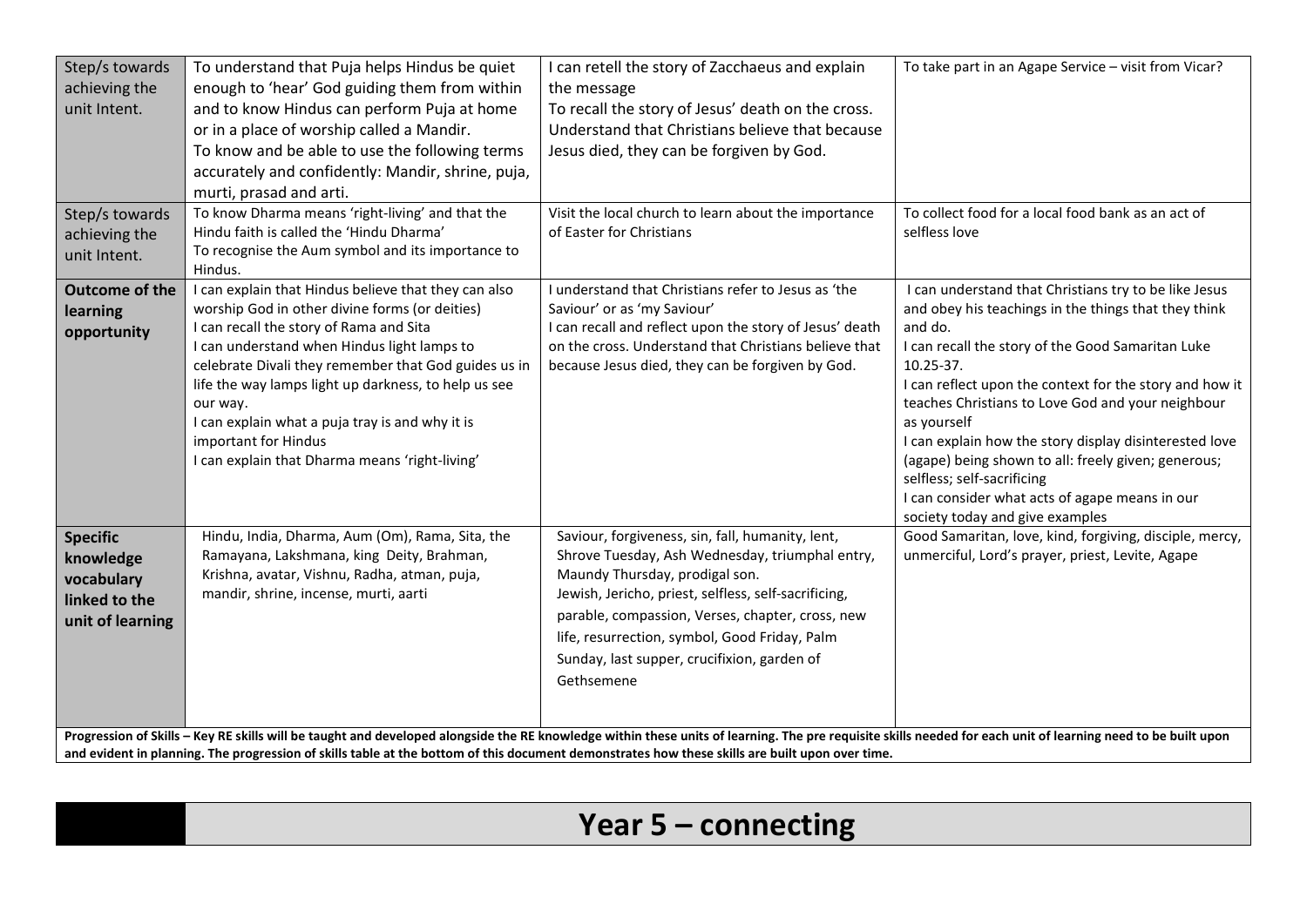| | | | |
|---|---|---|---|
| Step/s towards achieving the unit Intent. | To understand that Puja helps Hindus be quiet enough to 'hear' God guiding them from within and to know Hindus can perform Puja at home or in a place of worship called a Mandir.<br>To know and be able to use the following terms accurately and confidently: Mandir, shrine, puja, murti, prasad and arti. | I can retell the story of Zacchaeus and explain the message<br>To recall the story of Jesus' death on the cross.<br>Understand that Christians believe that because Jesus died, they can be forgiven by God. | To take part in an Agape Service – visit from Vicar? |
| Step/s towards achieving the unit Intent. | To know Dharma means 'right-living' and that the Hindu faith is called the 'Hindu Dharma'<br>To recognise the Aum symbol and its importance to Hindus. | Visit the local church to learn about the importance of Easter for Christians | To collect food for a local food bank as an act of selfless love |
| **Outcome of the learning opportunity** | I can explain that Hindus believe that they can also worship God in other divine forms (or deities)<br>I can recall the story of Rama and Sita<br>I can understand when Hindus light lamps to celebrate Divali they remember that God guides us in life the way lamps light up darkness, to help us see our way.<br>I can explain what a puja tray is and why it is important for Hindus<br>I can explain that Dharma means 'right-living' | I understand that Christians refer to Jesus as 'the Saviour' or as 'my Saviour'<br>I can recall and reflect upon the story of Jesus' death on the cross. Understand that Christians believe that because Jesus died, they can be forgiven by God. | I can understand that Christians try to be like Jesus and obey his teachings in the things that they think and do.<br>I can recall the story of the Good Samaritan Luke 10.25-37.<br>I can reflect upon the context for the story and how it teaches Christians to Love God and your neighbour as yourself<br>I can explain how the story display disinterested love (agape) being shown to all: freely given; generous; selfless; self-sacrificing<br>I can consider what acts of agape means in our society today and give examples |
| **Specific knowledge vocabulary linked to the unit of learning** | Hindu, India, Dharma, Aum (Om), Rama, Sita, the Ramayana, Lakshmana, king Deity, Brahman, Krishna, avatar, Vishnu, Radha, atman, puja, mandir, shrine, incense, murti, aarti | Saviour, forgiveness, sin, fall, humanity, lent, Shrove Tuesday, Ash Wednesday, triumphal entry, Maundy Thursday, prodigal son.<br>Jewish, Jericho, priest, selfless, self-sacrificing, parable, compassion, Verses, chapter, cross, new life, resurrection, symbol, Good Friday, Palm Sunday, last supper, crucifixion, garden of Gethsemene | Good Samaritan, love, kind, forgiving, disciple, mercy, unmerciful, Lord's prayer, priest, Levite, Agape |

**Progression of Skills – Key RE skills will be taught and developed alongside the RE knowledge within these units of learning. The pre requisite skills needed for each unit of learning need to be built upon and evident in planning. The progression of skills table at the bottom of this document demonstrates how these skills are built upon over time.**

# Year 5 – connecting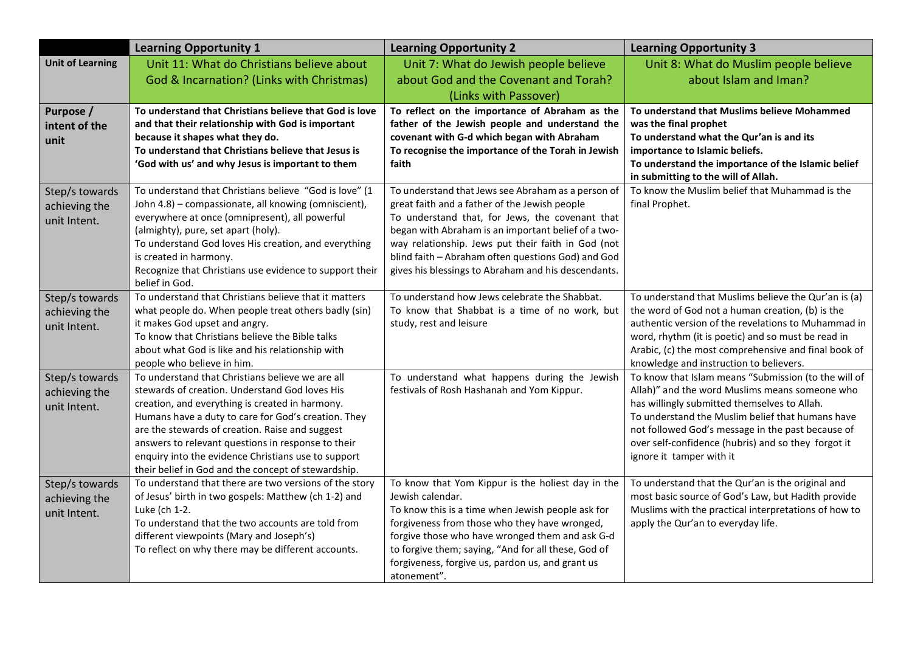| | Learning Opportunity 1 | Learning Opportunity 2 | Learning Opportunity 3 |
|---|---|---|---|
| **Unit of Learning** | Unit 11: What do Christians believe about God & Incarnation? (Links with Christmas) | Unit 7: What do Jewish people believe about God and the Covenant and Torah? (Links with Passover) | Unit 8: What do Muslim people believe about Islam and Iman? |
| **Purpose / intent of the unit** | **To understand that Christians believe that God is love and that their relationship with God is important because it shapes what they do.** **To understand that Christians believe that Jesus is 'God with us' and why Jesus is important to them** | **To reflect on the importance of Abraham as the father of the Jewish people and understand the covenant with G-d which began with Abraham** **To recognise the importance of the Torah in Jewish faith** | **To understand that Muslims believe Mohammed was the final prophet** **To understand what the Qur'an is and its importance to Islamic beliefs.** **To understand the importance of the Islamic belief in submitting to the will of Allah.** |
| Step/s towards achieving the unit Intent. | To understand that Christians believe "God is love" (1 John 4.8) – compassionate, all knowing (omniscient), everywhere at once (omnipresent), all powerful (almighty), pure, set apart (holy). To understand God loves His creation, and everything is created in harmony. Recognize that Christians use evidence to support their belief in God. | To understand that Jews see Abraham as a person of great faith and a father of the Jewish people To understand that, for Jews, the covenant that began with Abraham is an important belief of a two-way relationship. Jews put their faith in God (not blind faith – Abraham often questions God) and God gives his blessings to Abraham and his descendants. | To know the Muslim belief that Muhammad is the final Prophet. |
| Step/s towards achieving the unit Intent. | To understand that Christians believe that it matters what people do. When people treat others badly (sin) it makes God upset and angry. To know that Christians believe the Bible talks about what God is like and his relationship with people who believe in him. | To understand how Jews celebrate the Shabbat. To know that Shabbat is a time of no work, but study, rest and leisure | To understand that Muslims believe the Qur'an is (a) the word of God not a human creation, (b) is the authentic version of the revelations to Muhammad in word, rhythm (it is poetic) and so must be read in Arabic, (c) the most comprehensive and final book of knowledge and instruction to believers. |
| Step/s towards achieving the unit Intent. | To understand that Christians believe we are all stewards of creation. Understand God loves His creation, and everything is created in harmony. Humans have a duty to care for God's creation. They are the stewards of creation. Raise and suggest answers to relevant questions in response to their enquiry into the evidence Christians use to support their belief in God and the concept of stewardship. | To understand what happens during the Jewish festivals of Rosh Hashanah and Yom Kippur. | To know that Islam means "Submission (to the will of Allah)" and the word Muslims means someone who has willingly submitted themselves to Allah. To understand the Muslim belief that humans have not followed God's message in the past because of over self-confidence (hubris) and so they forgot it ignore it tamper with it |
| Step/s towards achieving the unit Intent. | To understand that there are two versions of the story of Jesus' birth in two gospels: Matthew (ch 1-2) and Luke (ch 1-2. To understand that the two accounts are told from different viewpoints (Mary and Joseph's) To reflect on why there may be different accounts. | To know that Yom Kippur is the holiest day in the Jewish calendar. To know this is a time when Jewish people ask for forgiveness from those who they have wronged, forgive those who have wronged them and ask G-d to forgive them; saying, "And for all these, God of forgiveness, forgive us, pardon us, and grant us atonement". | To understand that the Qur'an is the original and most basic source of God's Law, but Hadith provide Muslims with the practical interpretations of how to apply the Qur'an to everyday life. |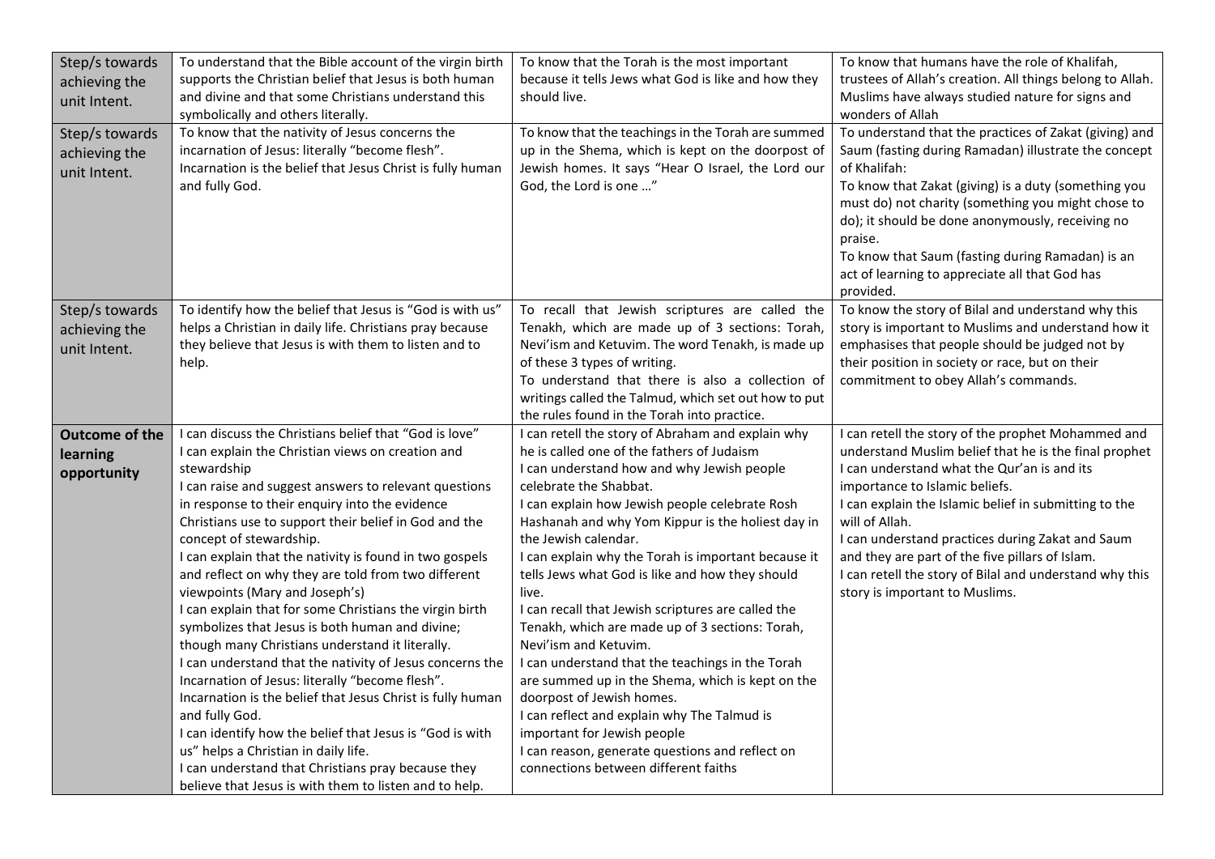| | | | |
|---|---|---|---|
| Step/s towards achieving the unit Intent. | To understand that the Bible account of the virgin birth supports the Christian belief that Jesus is both human and divine and that some Christians understand this symbolically and others literally. | To know that the Torah is the most important because it tells Jews what God is like and how they should live. | To know that humans have the role of Khalifah, trustees of Allah's creation. All things belong to Allah. Muslims have always studied nature for signs and wonders of Allah |
| Step/s towards achieving the unit Intent. | To know that the nativity of Jesus concerns the incarnation of Jesus: literally "become flesh". Incarnation is the belief that Jesus Christ is fully human and fully God. | To know that the teachings in the Torah are summed up in the Shema, which is kept on the doorpost of Jewish homes. It says "Hear O Israel, the Lord our God, the Lord is one …" | To understand that the practices of Zakat (giving) and Saum (fasting during Ramadan) illustrate the concept of Khalifah:<br>To know that Zakat (giving) is a duty (something you must do) not charity (something you might chose to do); it should be done anonymously, receiving no praise.<br>To know that Saum (fasting during Ramadan) is an act of learning to appreciate all that God has provided. |
| Step/s towards achieving the unit Intent. | To identify how the belief that Jesus is "God is with us" helps a Christian in daily life. Christians pray because they believe that Jesus is with them to listen and to help. | To recall that Jewish scriptures are called the Tenakh, which are made up of 3 sections: Torah, Nevi'ism and Ketuvim. The word Tenakh, is made up of these 3 types of writing.<br>To understand that there is also a collection of writings called the Talmud, which set out how to put the rules found in the Torah into practice. | To know the story of Bilal and understand why this story is important to Muslims and understand how it emphasises that people should be judged not by their position in society or race, but on their commitment to obey Allah's commands. |
| **Outcome of the learning opportunity** | I can discuss the Christians belief that "God is love"<br>I can explain the Christian views on creation and stewardship<br>I can raise and suggest answers to relevant questions in response to their enquiry into the evidence Christians use to support their belief in God and the concept of stewardship.<br>I can explain that the nativity is found in two gospels and reflect on why they are told from two different viewpoints (Mary and Joseph's)<br>I can explain that for some Christians the virgin birth symbolizes that Jesus is both human and divine; though many Christians understand it literally.<br>I can understand that the nativity of Jesus concerns the Incarnation of Jesus: literally "become flesh". Incarnation is the belief that Jesus Christ is fully human and fully God.<br>I can identify how the belief that Jesus is "God is with us" helps a Christian in daily life.<br>I can understand that Christians pray because they believe that Jesus is with them to listen and to help. | I can retell the story of Abraham and explain why he is called one of the fathers of Judaism<br>I can understand how and why Jewish people celebrate the Shabbat.<br>I can explain how Jewish people celebrate Rosh Hashanah and why Yom Kippur is the holiest day in the Jewish calendar.<br>I can explain why the Torah is important because it tells Jews what God is like and how they should live.<br>I can recall that Jewish scriptures are called the Tenakh, which are made up of 3 sections: Torah, Nevi'ism and Ketuvim.<br>I can understand that the teachings in the Torah are summed up in the Shema, which is kept on the doorpost of Jewish homes.<br>I can reflect and explain why The Talmud is important for Jewish people<br>I can reason, generate questions and reflect on connections between different faiths | I can retell the story of the prophet Mohammed and understand Muslim belief that he is the final prophet<br>I can understand what the Qur'an is and its importance to Islamic beliefs.<br>I can explain the Islamic belief in submitting to the will of Allah.<br>I can understand practices during Zakat and Saum and they are part of the five pillars of Islam.<br>I can retell the story of Bilal and understand why this story is important to Muslims. |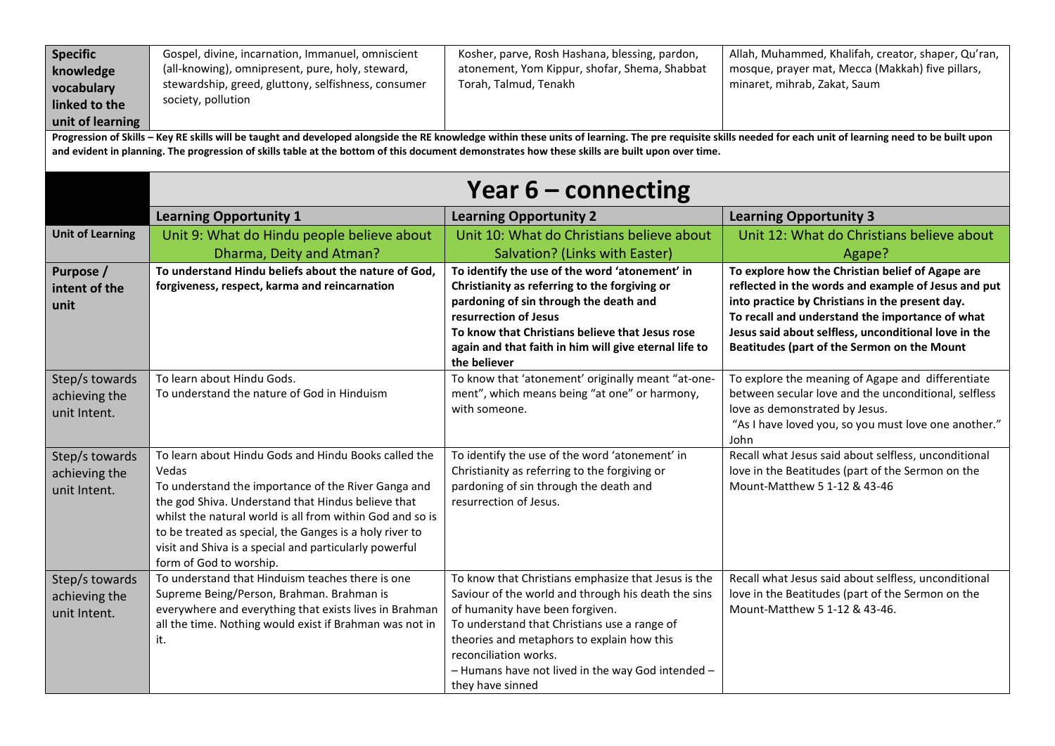| **Specific knowledge vocabulary linked to the unit of learning** | Gospel, divine, incarnation, Immanuel, omniscient (all-knowing), omnipresent, pure, holy, steward, stewardship, greed, gluttony, selfishness, consumer society, pollution | Kosher, parve, Rosh Hashana, blessing, pardon, atonement, Yom Kippur, shofar, Shema, Shabbat Torah, Talmud, Tenakh | Allah, Muhammed, Khalifah, creator, shaper, Qu'ran, mosque, prayer mat, Mecca (Makkah) five pillars, minaret, mihrab, Zakat, Saum |
|---|---|---|---|

**Progression of Skills – Key RE skills will be taught and developed alongside the RE knowledge within these units of learning. The pre requisite skills needed for each unit of learning need to be built upon and evident in planning. The progression of skills table at the bottom of this document demonstrates how these skills are built upon over time.**

# Year 6 – connecting

| | **Learning Opportunity 1** | **Learning Opportunity 2** | **Learning Opportunity 3** |
|---|---|---|---|
| **Unit of Learning** | Unit 9: What do Hindu people believe about Dharma, Deity and Atman? | Unit 10: What do Christians believe about Salvation? (Links with Easter) | Unit 12: What do Christians believe about Agape? |
| **Purpose / intent of the unit** | **To understand Hindu beliefs about the nature of God, forgiveness, respect, karma and reincarnation** | **To identify the use of the word 'atonement' in Christianity as referring to the forgiving or pardoning of sin through the death and resurrection of Jesus**<br>**To know that Christians believe that Jesus rose again and that faith in him will give eternal life to the believer** | **To explore how the Christian belief of Agape are reflected in the words and example of Jesus and put into practice by Christians in the present day.**<br>**To recall and understand the importance of what Jesus said about selfless, unconditional love in the Beatitudes (part of the Sermon on the Mount** |
| Step/s towards achieving the unit Intent. | To learn about Hindu Gods.<br>To understand the nature of God in Hinduism | To know that 'atonement' originally meant "at-one-ment", which means being "at one" or harmony, with someone. | To explore the meaning of Agape and differentiate between secular love and the unconditional, selfless love as demonstrated by Jesus.<br>"As I have loved you, so you must love one another." John |
| Step/s towards achieving the unit Intent. | To learn about Hindu Gods and Hindu Books called the Vedas<br>To understand the importance of the River Ganga and the god Shiva. Understand that Hindus believe that whilst the natural world is all from within God and so is to be treated as special, the Ganges is a holy river to visit and Shiva is a special and particularly powerful form of God to worship. | To identify the use of the word 'atonement' in Christianity as referring to the forgiving or pardoning of sin through the death and resurrection of Jesus. | Recall what Jesus said about selfless, unconditional love in the Beatitudes (part of the Sermon on the Mount-Matthew 5 1-12 & 43-46 |
| Step/s towards achieving the unit Intent. | To understand that Hinduism teaches there is one Supreme Being/Person, Brahman. Brahman is everywhere and everything that exists lives in Brahman all the time. Nothing would exist if Brahman was not in it. | To know that Christians emphasize that Jesus is the Saviour of the world and through his death the sins of humanity have been forgiven.<br>To understand that Christians use a range of theories and metaphors to explain how this reconciliation works.<br>– Humans have not lived in the way God intended – they have sinned | Recall what Jesus said about selfless, unconditional love in the Beatitudes (part of the Sermon on the Mount-Matthew 5 1-12 & 43-46. |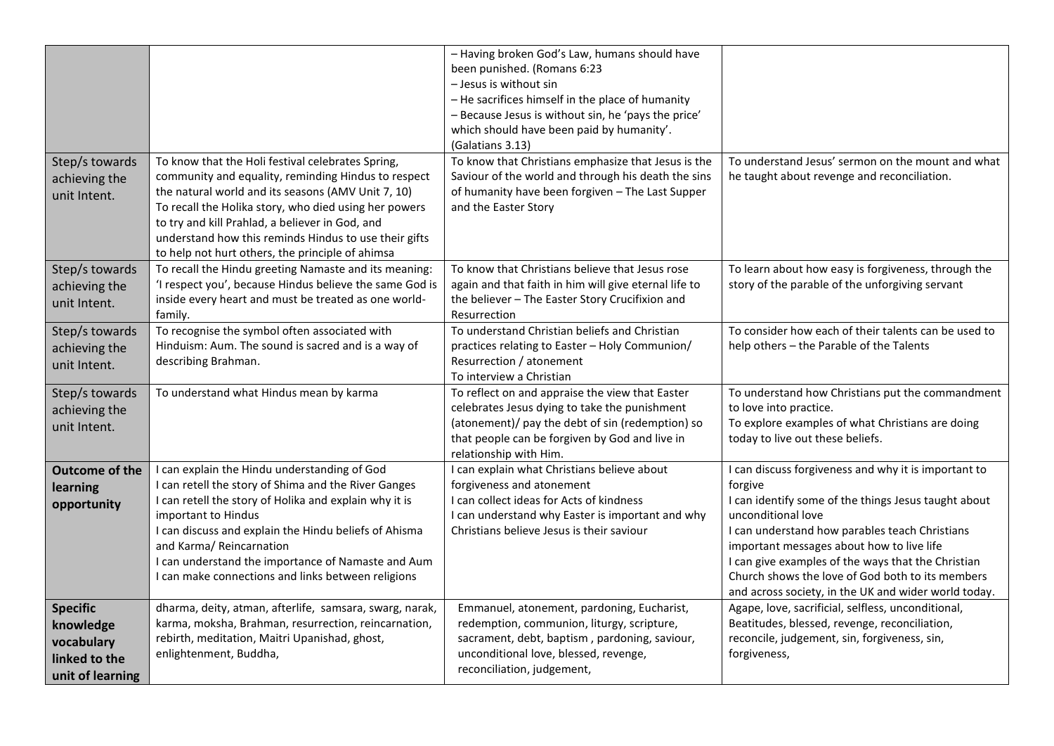| | | | |
|---|---|---|---|
| | | – Having broken God's Law, humans should have been punished. (Romans 6:23<br>– Jesus is without sin<br>– He sacrifices himself in the place of humanity<br>– Because Jesus is without sin, he 'pays the price' which should have been paid by humanity'. (Galatians 3.13) | |
| Step/s towards achieving the unit Intent. | To know that the Holi festival celebrates Spring, community and equality, reminding Hindus to respect the natural world and its seasons (AMV Unit 7, 10)<br>To recall the Holika story, who died using her powers to try and kill Prahlad, a believer in God, and understand how this reminds Hindus to use their gifts to help not hurt others, the principle of ahimsa | To know that Christians emphasize that Jesus is the Saviour of the world and through his death the sins of humanity have been forgiven – The Last Supper and the Easter Story | To understand Jesus' sermon on the mount and what he taught about revenge and reconciliation. |
| Step/s towards achieving the unit Intent. | To recall the Hindu greeting Namaste and its meaning: 'I respect you', because Hindus believe the same God is inside every heart and must be treated as one world-family. | To know that Christians believe that Jesus rose again and that faith in him will give eternal life to the believer – The Easter Story Crucifixion and Resurrection | To learn about how easy is forgiveness, through the story of the parable of the unforgiving servant |
| Step/s towards achieving the unit Intent. | To recognise the symbol often associated with Hinduism: Aum. The sound is sacred and is a way of describing Brahman. | To understand Christian beliefs and Christian practices relating to Easter – Holy Communion/ Resurrection / atonement<br>To interview a Christian | To consider how each of their talents can be used to help others – the Parable of the Talents |
| Step/s towards achieving the unit Intent. | To understand what Hindus mean by karma | To reflect on and appraise the view that Easter celebrates Jesus dying to take the punishment (atonement)/ pay the debt of sin (redemption) so that people can be forgiven by God and live in relationship with Him. | To understand how Christians put the commandment to love into practice.<br>To explore examples of what Christians are doing today to live out these beliefs. |
| **Outcome of the learning opportunity** | I can explain the Hindu understanding of God<br>I can retell the story of Shima and the River Ganges<br>I can retell the story of Holika and explain why it is important to Hindus<br>I can discuss and explain the Hindu beliefs of Ahisma and Karma/ Reincarnation<br>I can understand the importance of Namaste and Aum<br>I can make connections and links between religions | I can explain what Christians believe about forgiveness and atonement<br>I can collect ideas for Acts of kindness<br>I can understand why Easter is important and why Christians believe Jesus is their saviour | I can discuss forgiveness and why it is important to forgive<br>I can identify some of the things Jesus taught about unconditional love<br>I can understand how parables teach Christians important messages about how to live life<br>I can give examples of the ways that the Christian Church shows the love of God both to its members and across society, in the UK and wider world today. |
| **Specific knowledge vocabulary linked to the unit of learning** | dharma, deity, atman, afterlife, samsara, swarg, narak, karma, moksha, Brahman, resurrection, reincarnation, rebirth, meditation, Maitri Upanishad, ghost, enlightenment, Buddha, | Emmanuel, atonement, pardoning, Eucharist, redemption, communion, liturgy, scripture, sacrament, debt, baptism , pardoning, saviour, unconditional love, blessed, revenge, reconciliation, judgement, | Agape, love, sacrificial, selfless, unconditional, Beatitudes, blessed, revenge, reconciliation, reconcile, judgement, sin, forgiveness, sin, forgiveness, |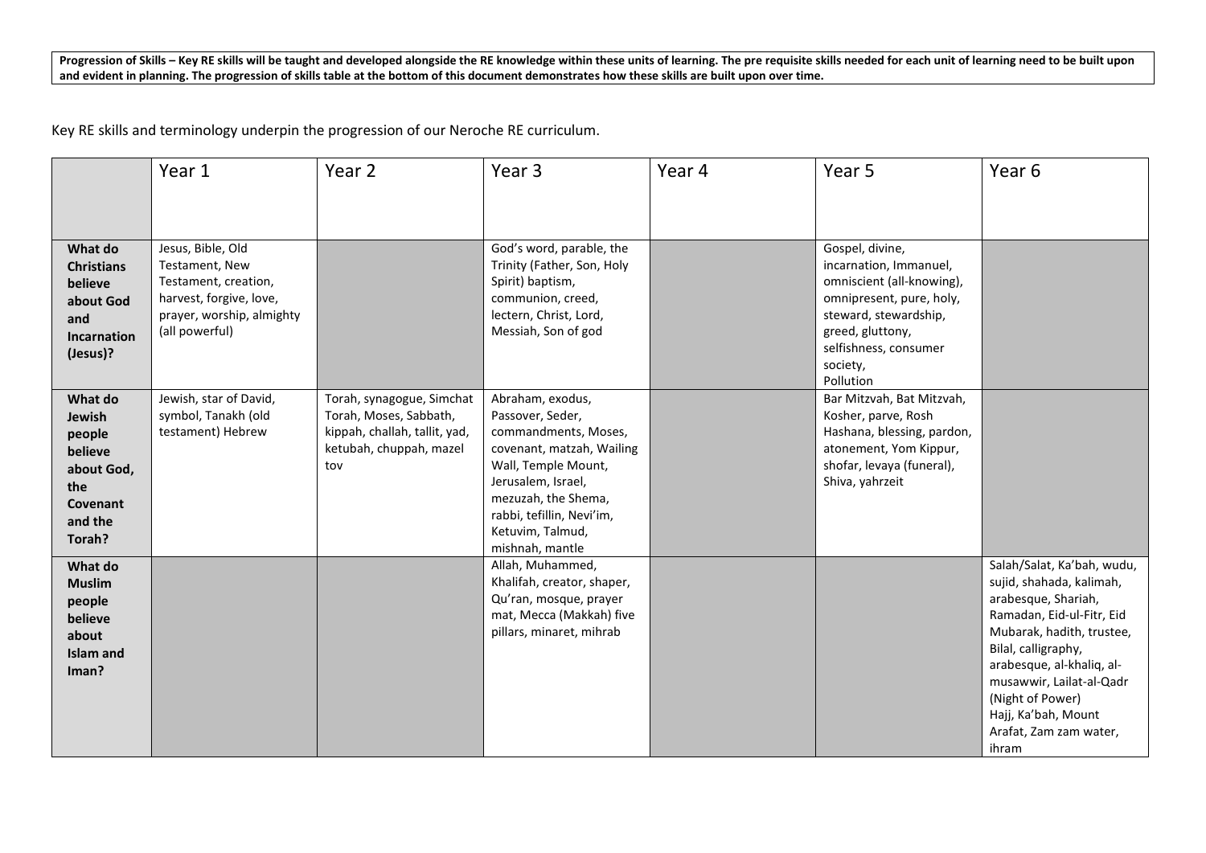**Progression of Skills – Key RE skills will be taught and developed alongside the RE knowledge within these units of learning. The pre requisite skills needed for each unit of learning need to be built upon and evident in planning. The progression of skills table at the bottom of this document demonstrates how these skills are built upon over time.**

Key RE skills and terminology underpin the progression of our Neroche RE curriculum.

| | Year 1 | Year 2 | Year 3 | Year 4 | Year 5 | Year 6 |
|---|---|---|---|---|---|---|
| **What do Christians believe about God and Incarnation (Jesus)?** | Jesus, Bible, Old Testament, New Testament, creation, harvest, forgive, love, prayer, worship, almighty (all powerful) | | God's word, parable, the Trinity (Father, Son, Holy Spirit) baptism, communion, creed, lectern, Christ, Lord, Messiah, Son of god | | Gospel, divine, incarnation, Immanuel, omniscient (all-knowing), omnipresent, pure, holy, steward, stewardship, greed, gluttony, selfishness, consumer society, Pollution | |
| **What do Jewish people believe about God, the Covenant and the Torah?** | Jewish, star of David, symbol, Tanakh (old testament) Hebrew | Torah, synagogue, Simchat Torah, Moses, Sabbath, kippah, challah, tallit, yad, ketubah, chuppah, mazel tov | Abraham, exodus, Passover, Seder, commandments, Moses, covenant, matzah, Wailing Wall, Temple Mount, Jerusalem, Israel, mezuzah, the Shema, rabbi, tefillin, Nevi'im, Ketuvim, Talmud, mishnah, mantle | | Bar Mitzvah, Bat Mitzvah, Kosher, parve, Rosh Hashana, blessing, pardon, atonement, Yom Kippur, shofar, levaya (funeral), Shiva, yahrzeit | |
| **What do Muslim people believe about Islam and Iman?** | | | Allah, Muhammed, Khalifah, creator, shaper, Qu'ran, mosque, prayer mat, Mecca (Makkah) five pillars, minaret, mihrab | | | Salah/Salat, Ka'bah, wudu, sujid, shahada, kalimah, arabesque, Shariah, Ramadan, Eid-ul-Fitr, Eid Mubarak, hadith, trustee, Bilal, calligraphy, arabesque, al-khaliq, al-musawwir, Lailat-al-Qadr (Night of Power) Hajj, Ka'bah, Mount Arafat, Zam zam water, ihram |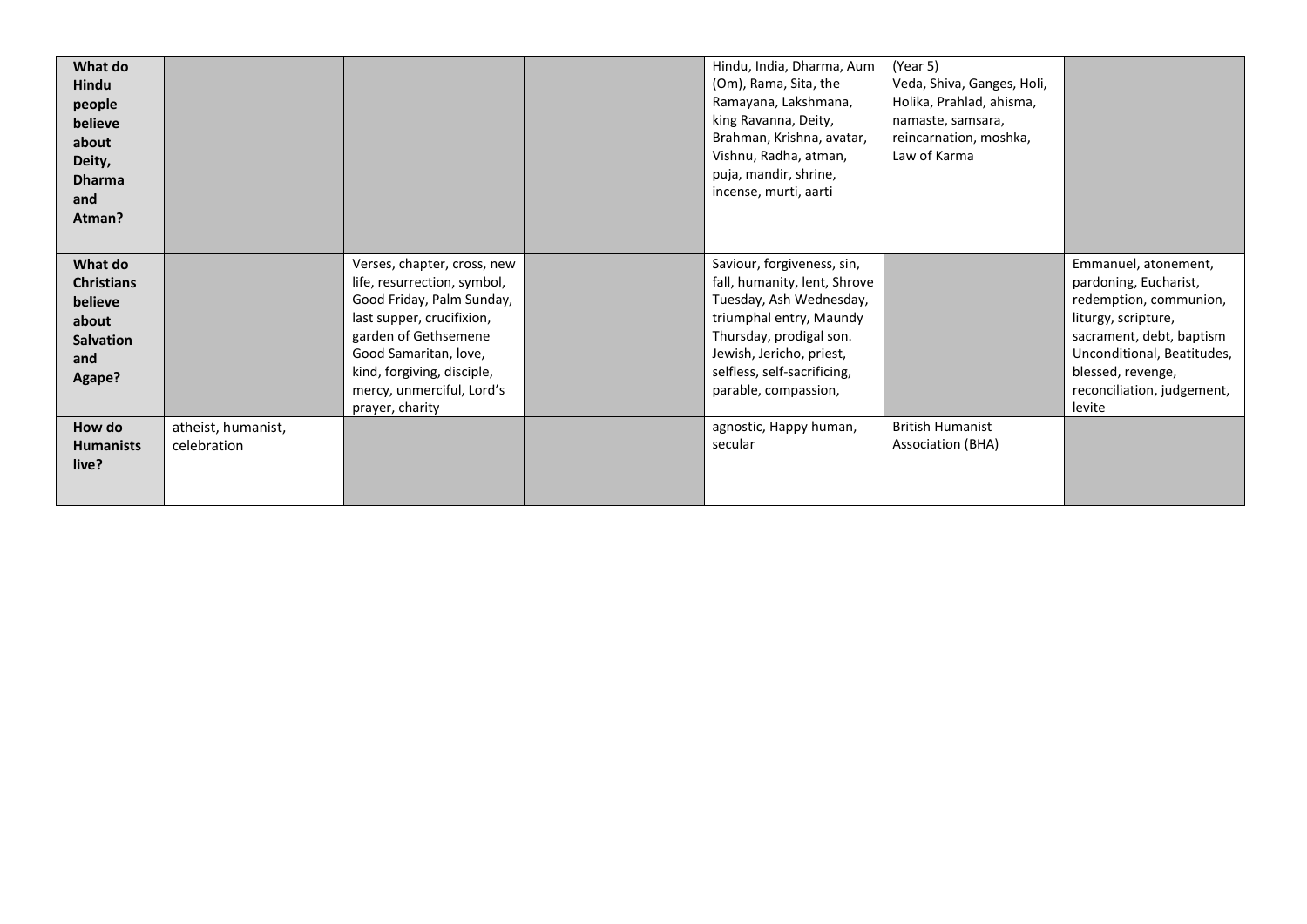| | | | | | | |
|---|---|---|---|---|---|---|
| **What do Hindu people believe about Deity, Dharma and Atman?** | | | | Hindu, India, Dharma, Aum (Om), Rama, Sita, the Ramayana, Lakshmana, king Ravanna, Deity, Brahman, Krishna, avatar, Vishnu, Radha, atman, puja, mandir, shrine, incense, murti, aarti | (Year 5) Veda, Shiva, Ganges, Holi, Holika, Prahlad, ahisma, namaste, samsara, reincarnation, moshka, Law of Karma | |
| **What do Christians believe about Salvation and Agape?** | | Verses, chapter, cross, new life, resurrection, symbol, Good Friday, Palm Sunday, last supper, crucifixion, garden of Gethsemene Good Samaritan, love, kind, forgiving, disciple, mercy, unmerciful, Lord's prayer, charity | | Saviour, forgiveness, sin, fall, humanity, lent, Shrove Tuesday, Ash Wednesday, triumphal entry, Maundy Thursday, prodigal son. Jewish, Jericho, priest, selfless, self-sacrificing, parable, compassion, | | Emmanuel, atonement, pardoning, Eucharist, redemption, communion, liturgy, scripture, sacrament, debt, baptism Unconditional, Beatitudes, blessed, revenge, reconciliation, judgement, levite |
| **How do Humanists live?** | atheist, humanist, celebration | | | agnostic, Happy human, secular | British Humanist Association (BHA) | |